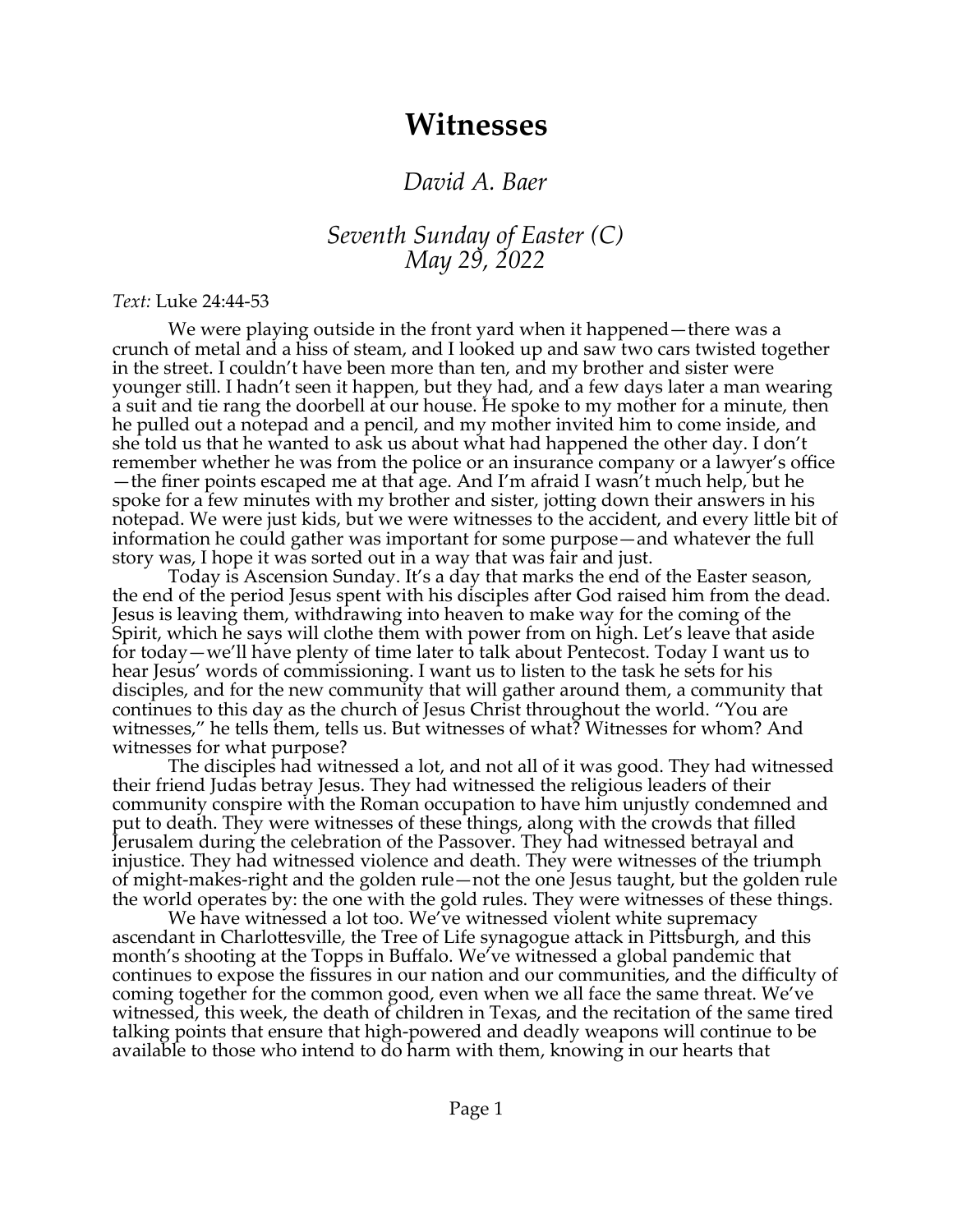# Witnesses

## *David A. Baer*

### *Seventh Sunday of Easter (C)*
### *May 29, 2022*

*Text:* Luke 24:44-53

We were playing outside in the front yard when it happened—there was a crunch of metal and a hiss of steam, and I looked up and saw two cars twisted together in the street. I couldn't have been more than ten, and my brother and sister were younger still. I hadn't seen it happen, but they had, and a few days later a man wearing a suit and tie rang the doorbell at our house. He spoke to my mother for a minute, then he pulled out a notepad and a pencil, and my mother invited him to come inside, and she told us that he wanted to ask us about what had happened the other day. I don't remember whether he was from the police or an insurance company or a lawyer's office—the finer points escaped me at that age. And I'm afraid I wasn't much help, but he spoke for a few minutes with my brother and sister, jotting down their answers in his notepad. We were just kids, but we were witnesses to the accident, and every little bit of information he could gather was important for some purpose—and whatever the full story was, I hope it was sorted out in a way that was fair and just.

Today is Ascension Sunday. It's a day that marks the end of the Easter season, the end of the period Jesus spent with his disciples after God raised him from the dead. Jesus is leaving them, withdrawing into heaven to make way for the coming of the Spirit, which he says will clothe them with power from on high. Let's leave that aside for today—we'll have plenty of time later to talk about Pentecost. Today I want us to hear Jesus' words of commissioning. I want us to listen to the task he sets for his disciples, and for the new community that will gather around them, a community that continues to this day as the church of Jesus Christ throughout the world. "You are witnesses," he tells them, tells us. But witnesses of what? Witnesses for whom? And witnesses for what purpose?

The disciples had witnessed a lot, and not all of it was good. They had witnessed their friend Judas betray Jesus. They had witnessed the religious leaders of their community conspire with the Roman occupation to have him unjustly condemned and put to death. They were witnesses of these things, along with the crowds that filled Jerusalem during the celebration of the Passover. They had witnessed betrayal and injustice. They had witnessed violence and death. They were witnesses of the triumph of might-makes-right and the golden rule—not the one Jesus taught, but the golden rule the world operates by: the one with the gold rules. They were witnesses of these things.

We have witnessed a lot too. We've witnessed violent white supremacy ascendant in Charlottesville, the Tree of Life synagogue attack in Pittsburgh, and this month's shooting at the Topps in Buffalo. We've witnessed a global pandemic that continues to expose the fissures in our nation and our communities, and the difficulty of coming together for the common good, even when we all face the same threat. We've witnessed, this week, the death of children in Texas, and the recitation of the same tired talking points that ensure that high-powered and deadly weapons will continue to be available to those who intend to do harm with them, knowing in our hearts that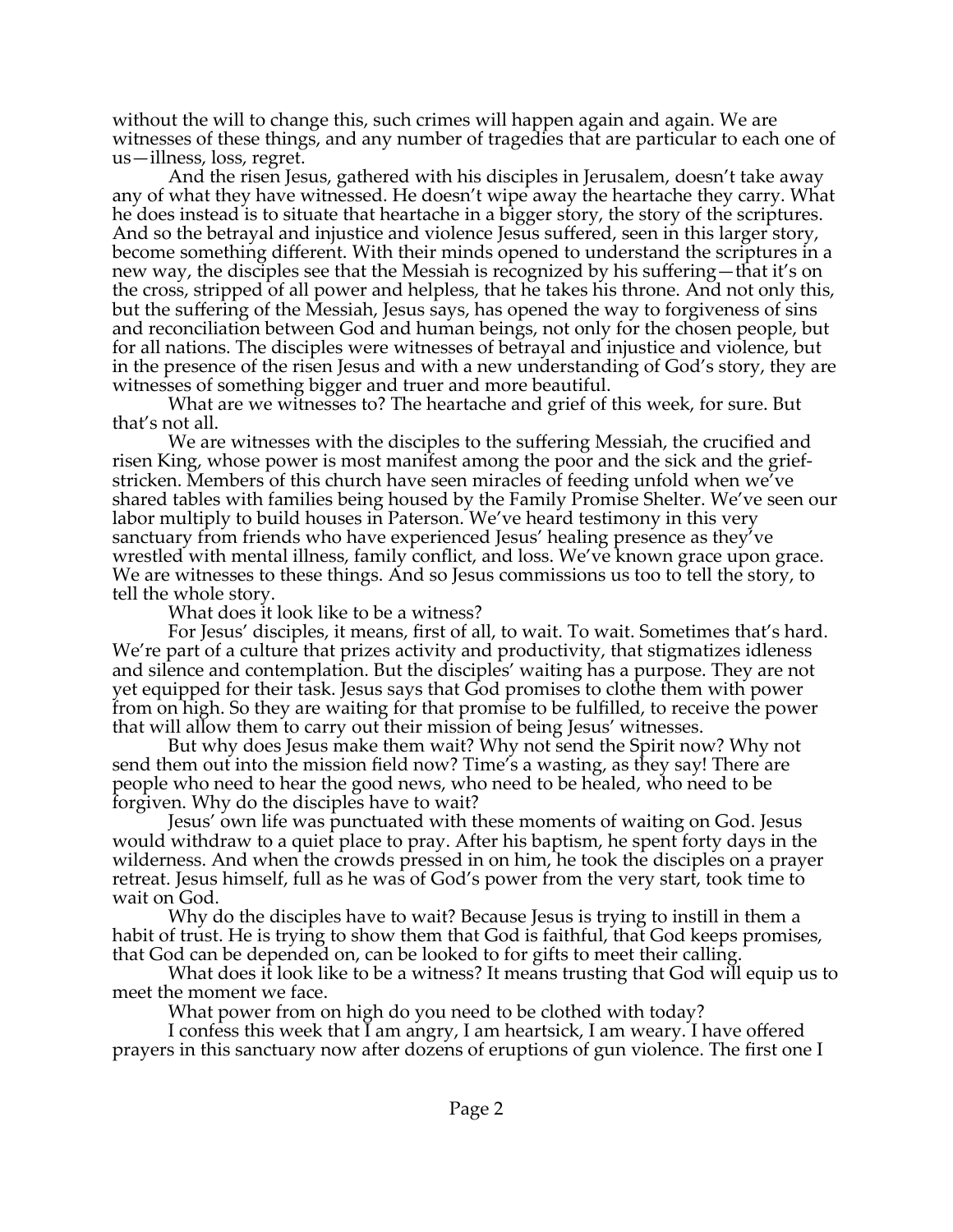without the will to change this, such crimes will happen again and again. We are witnesses of these things, and any number of tragedies that are particular to each one of us—illness, loss, regret.

And the risen Jesus, gathered with his disciples in Jerusalem, doesn't take away any of what they have witnessed. He doesn't wipe away the heartache they carry. What he does instead is to situate that heartache in a bigger story, the story of the scriptures. And so the betrayal and injustice and violence Jesus suffered, seen in this larger story, become something different. With their minds opened to understand the scriptures in a new way, the disciples see that the Messiah is recognized by his suffering—that it's on the cross, stripped of all power and helpless, that he takes his throne. And not only this, but the suffering of the Messiah, Jesus says, has opened the way to forgiveness of sins and reconciliation between God and human beings, not only for the chosen people, but for all nations. The disciples were witnesses of betrayal and injustice and violence, but in the presence of the risen Jesus and with a new understanding of God's story, they are witnesses of something bigger and truer and more beautiful.

What are we witnesses to? The heartache and grief of this week, for sure. But that's not all.

We are witnesses with the disciples to the suffering Messiah, the crucified and risen King, whose power is most manifest among the poor and the sick and the grief-stricken. Members of this church have seen miracles of feeding unfold when we've shared tables with families being housed by the Family Promise Shelter. We've seen our labor multiply to build houses in Paterson. We've heard testimony in this very sanctuary from friends who have experienced Jesus' healing presence as they've wrestled with mental illness, family conflict, and loss. We've known grace upon grace. We are witnesses to these things. And so Jesus commissions us too to tell the story, to tell the whole story.

What does it look like to be a witness?

For Jesus' disciples, it means, first of all, to wait. To wait. Sometimes that's hard. We're part of a culture that prizes activity and productivity, that stigmatizes idleness and silence and contemplation. But the disciples' waiting has a purpose. They are not yet equipped for their task. Jesus says that God promises to clothe them with power from on high. So they are waiting for that promise to be fulfilled, to receive the power that will allow them to carry out their mission of being Jesus' witnesses.

But why does Jesus make them wait? Why not send the Spirit now? Why not send them out into the mission field now? Time's a wasting, as they say! There are people who need to hear the good news, who need to be healed, who need to be forgiven. Why do the disciples have to wait?

Jesus' own life was punctuated with these moments of waiting on God. Jesus would withdraw to a quiet place to pray. After his baptism, he spent forty days in the wilderness. And when the crowds pressed in on him, he took the disciples on a prayer retreat. Jesus himself, full as he was of God's power from the very start, took time to wait on God.

Why do the disciples have to wait? Because Jesus is trying to instill in them a habit of trust. He is trying to show them that God is faithful, that God keeps promises, that God can be depended on, can be looked to for gifts to meet their calling.

What does it look like to be a witness? It means trusting that God will equip us to meet the moment we face.

What power from on high do you need to be clothed with today?

I confess this week that I am angry, I am heartsick, I am weary. I have offered prayers in this sanctuary now after dozens of eruptions of gun violence. The first one I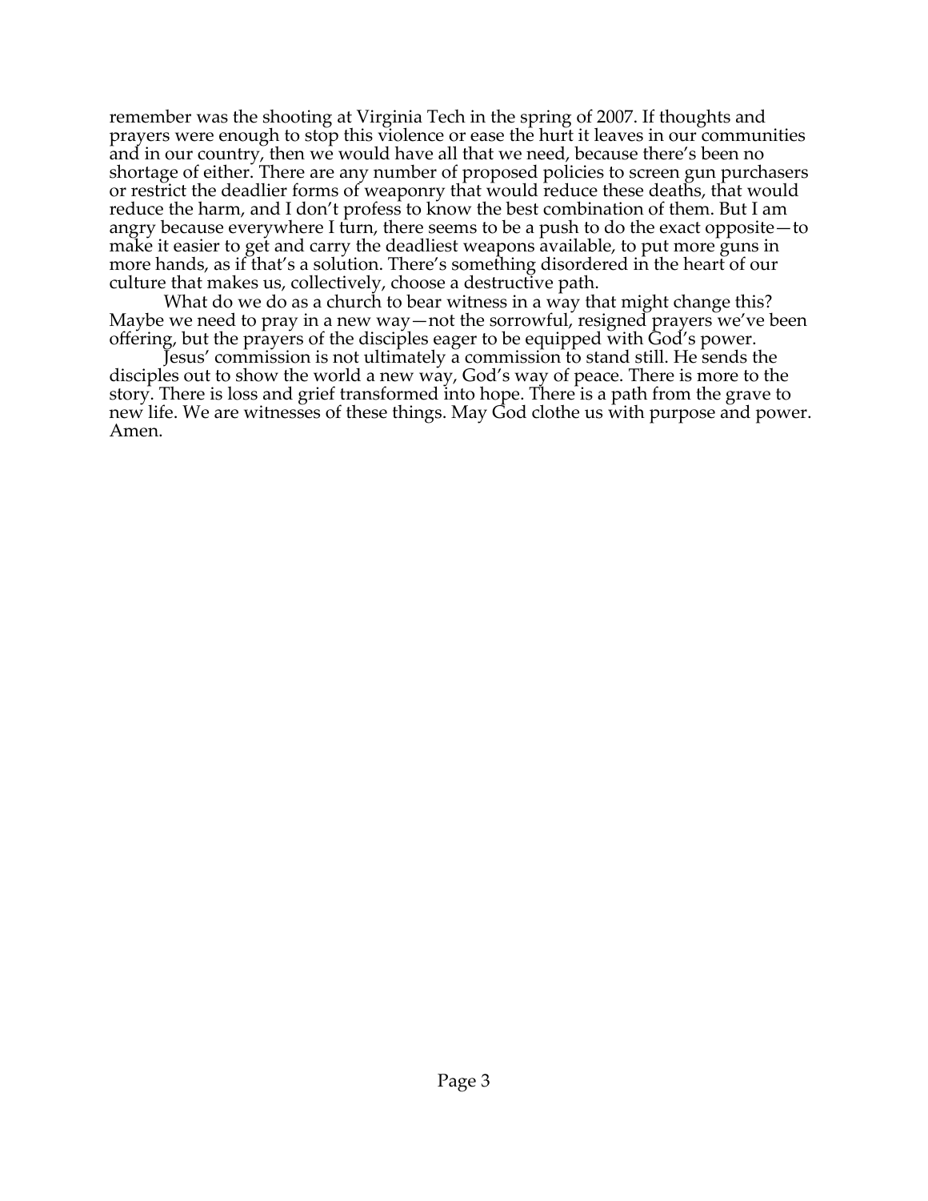remember was the shooting at Virginia Tech in the spring of 2007. If thoughts and prayers were enough to stop this violence or ease the hurt it leaves in our communities and in our country, then we would have all that we need, because there's been no shortage of either. There are any number of proposed policies to screen gun purchasers or restrict the deadlier forms of weaponry that would reduce these deaths, that would reduce the harm, and I don't profess to know the best combination of them. But I am angry because everywhere I turn, there seems to be a push to do the exact opposite—to make it easier to get and carry the deadliest weapons available, to put more guns in more hands, as if that's a solution. There's something disordered in the heart of our culture that makes us, collectively, choose a destructive path.

What do we do as a church to bear witness in a way that might change this? Maybe we need to pray in a new way—not the sorrowful, resigned prayers we've been offering, but the prayers of the disciples eager to be equipped with God's power.

Jesus' commission is not ultimately a commission to stand still. He sends the disciples out to show the world a new way, God's way of peace. There is more to the story. There is loss and grief transformed into hope. There is a path from the grave to new life. We are witnesses of these things. May God clothe us with purpose and power. Amen.